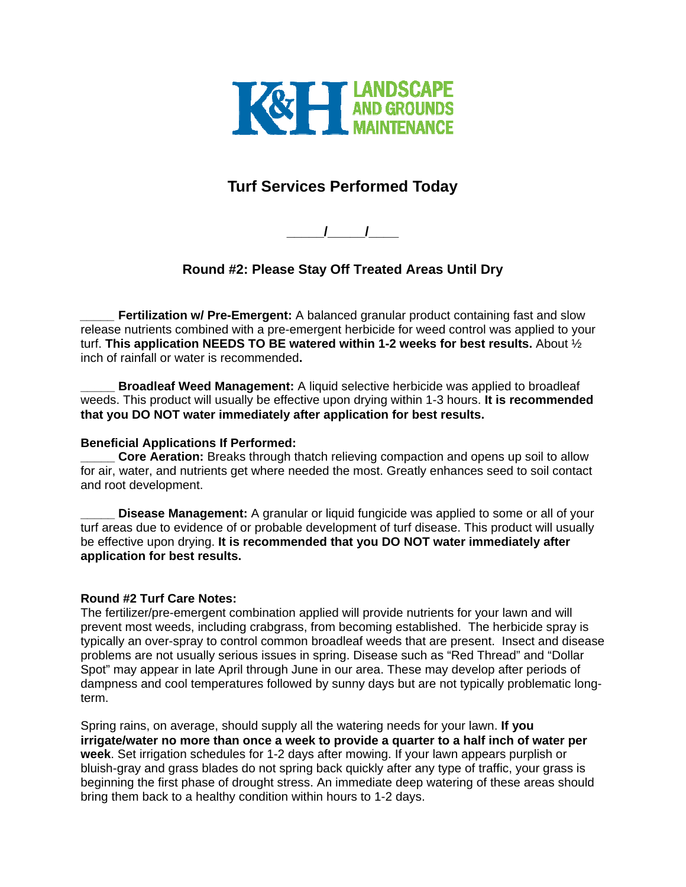K&H LANDSCAPE AND GROUNDS MAINTENANCE

## Turf Services Performed Today

_____/_____/____

### Round #2: Please Stay Off Treated Areas Until Dry

_____ **Fertilization w/ Pre-Emergent:** A balanced granular product containing fast and slow release nutrients combined with a pre-emergent herbicide for weed control was applied to your turf. **This application NEEDS TO BE watered within 1-2 weeks for best results.** About ½ inch of rainfall or water is recommended**.**

_____ **Broadleaf Weed Management:** A liquid selective herbicide was applied to broadleaf weeds. This product will usually be effective upon drying within 1-3 hours. **It is recommended that you DO NOT water immediately after application for best results.**

**Beneficial Applications If Performed:**

_____ **Core Aeration:** Breaks through thatch relieving compaction and opens up soil to allow for air, water, and nutrients get where needed the most. Greatly enhances seed to soil contact and root development.

_____ **Disease Management:** A granular or liquid fungicide was applied to some or all of your turf areas due to evidence of or probable development of turf disease. This product will usually be effective upon drying. **It is recommended that you DO NOT water immediately after application for best results.**

**Round #2 Turf Care Notes:**

The fertilizer/pre-emergent combination applied will provide nutrients for your lawn and will prevent most weeds, including crabgrass, from becoming established. The herbicide spray is typically an over-spray to control common broadleaf weeds that are present. Insect and disease problems are not usually serious issues in spring. Disease such as "Red Thread" and "Dollar Spot" may appear in late April through June in our area. These may develop after periods of dampness and cool temperatures followed by sunny days but are not typically problematic long-term.

Spring rains, on average, should supply all the watering needs for your lawn. **If you irrigate/water no more than once a week to provide a quarter to a half inch of water per week**. Set irrigation schedules for 1-2 days after mowing. If your lawn appears purplish or bluish-gray and grass blades do not spring back quickly after any type of traffic, your grass is beginning the first phase of drought stress. An immediate deep watering of these areas should bring them back to a healthy condition within hours to 1-2 days.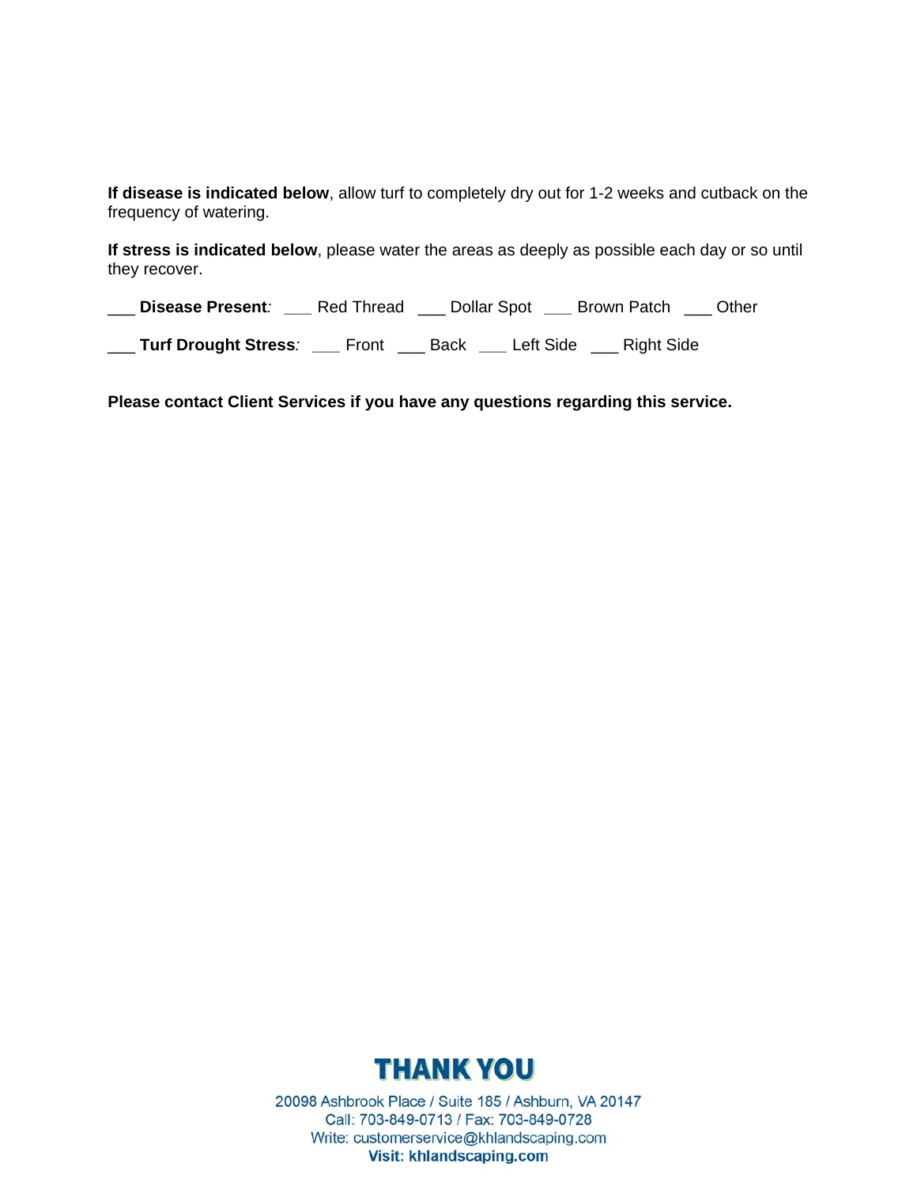**If disease is indicated below**, allow turf to completely dry out for 1-2 weeks and cutback on the frequency of watering.

**If stress is indicated below**, please water the areas as deeply as possible each day or so until they recover.

___ **Disease Present**: ___ Red Thread ___ Dollar Spot ___ Brown Patch ___ Other

___ **Turf Drought Stress**: ___ Front ___ Back ___ Left Side ___ Right Side

**Please contact Client Services if you have any questions regarding this service.**

**THANK YOU**

20098 Ashbrook Place / Suite 185 / Ashburn, VA 20147
Call: 703-849-0713 / Fax: 703-849-0728
Write: customerservice@khlandscaping.com
**Visit: khlandscaping.com**